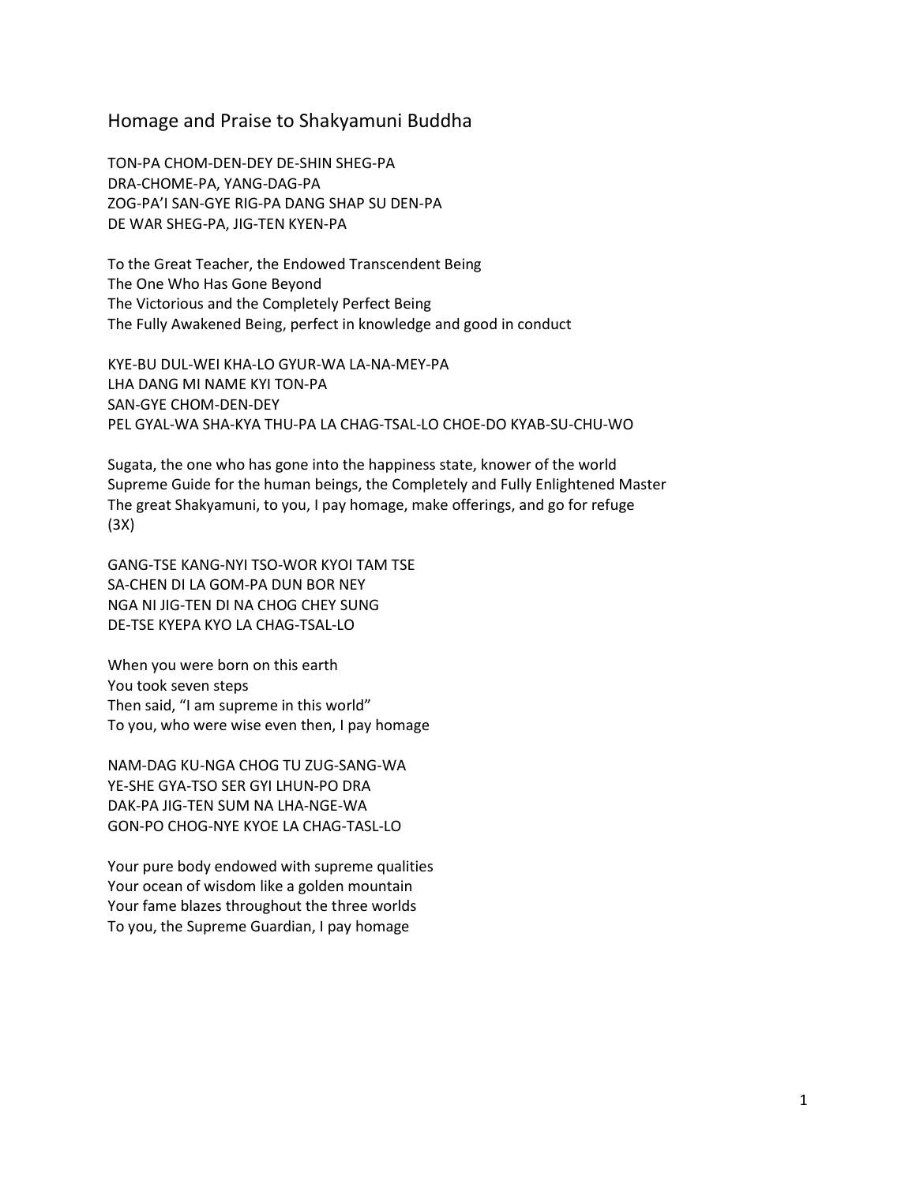# Homage and Praise to Shakyamuni Buddha

TON-PA CHOM-DEN-DEY DE-SHIN SHEG-PA
DRA-CHOME-PA, YANG-DAG-PA
ZOG-PA'I SAN-GYE RIG-PA DANG SHAP SU DEN-PA
DE WAR SHEG-PA, JIG-TEN KYEN-PA

To the Great Teacher, the Endowed Transcendent Being
The One Who Has Gone Beyond
The Victorious and the Completely Perfect Being
The Fully Awakened Being, perfect in knowledge and good in conduct

KYE-BU DUL-WEI KHA-LO GYUR-WA LA-NA-MEY-PA
LHA DANG MI NAME KYI TON-PA
SAN-GYE CHOM-DEN-DEY
PEL GYAL-WA SHA-KYA THU-PA LA CHAG-TSAL-LO CHOE-DO KYAB-SU-CHU-WO

Sugata, the one who has gone into the happiness state, knower of the world
Supreme Guide for the human beings, the Completely and Fully Enlightened Master
The great Shakyamuni, to you, I pay homage, make offerings, and go for refuge
(3X)

GANG-TSE KANG-NYI TSO-WOR KYOI TAM TSE
SA-CHEN DI LA GOM-PA DUN BOR NEY
NGA NI JIG-TEN DI NA CHOG CHEY SUNG
DE-TSE KYEPA KYO LA CHAG-TSAL-LO

When you were born on this earth
You took seven steps
Then said, "I am supreme in this world"
To you, who were wise even then, I pay homage

NAM-DAG KU-NGA CHOG TU ZUG-SANG-WA
YE-SHE GYA-TSO SER GYI LHUN-PO DRA
DAK-PA JIG-TEN SUM NA LHA-NGE-WA
GON-PO CHOG-NYE KYOE LA CHAG-TASL-LO

Your pure body endowed with supreme qualities
Your ocean of wisdom like a golden mountain
Your fame blazes throughout the three worlds
To you, the Supreme Guardian, I pay homage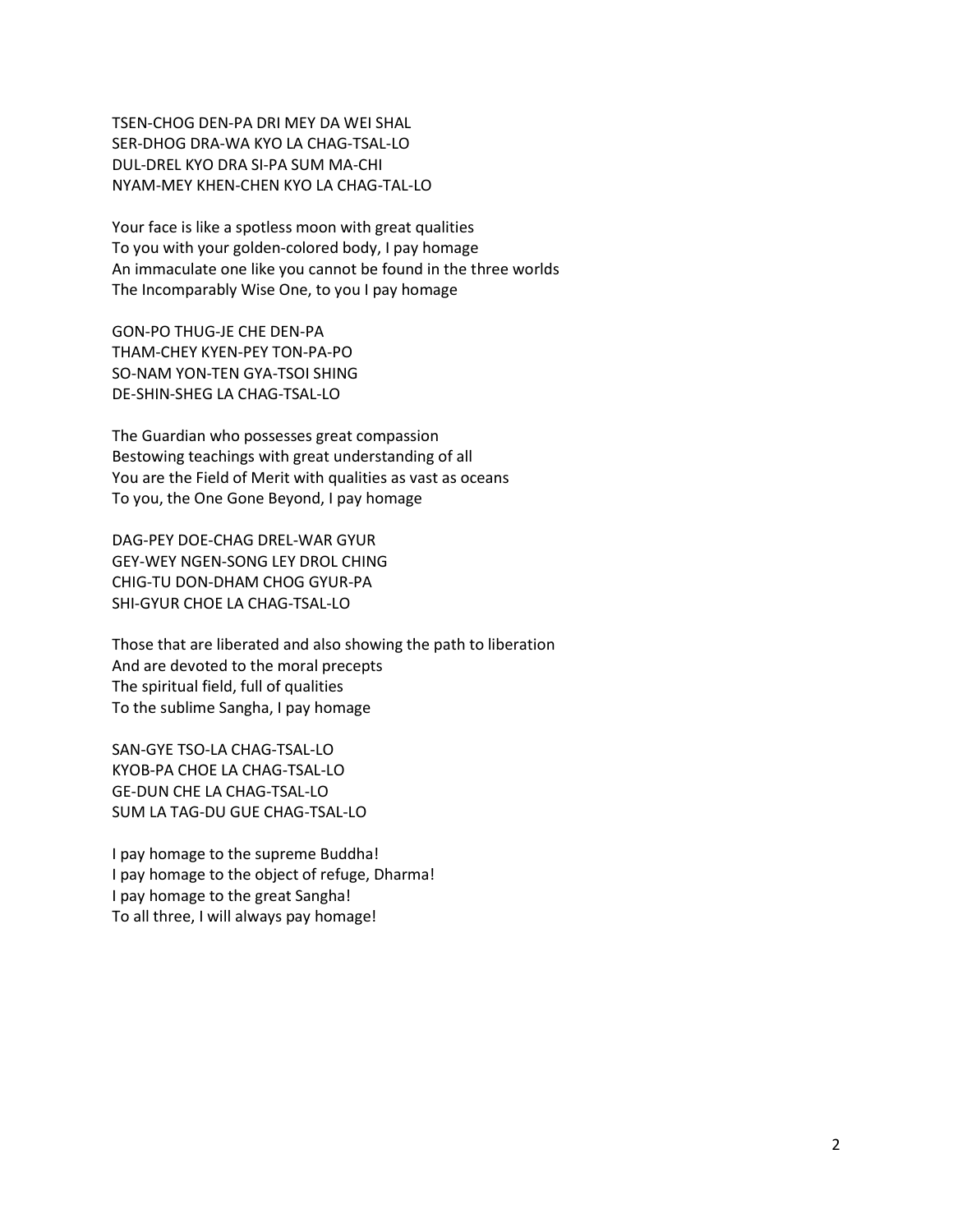TSEN-CHOG DEN-PA DRI MEY DA WEI SHAL
SER-DHOG DRA-WA KYO LA CHAG-TSAL-LO
DUL-DREL KYO DRA SI-PA SUM MA-CHI
NYAM-MEY KHEN-CHEN KYO LA CHAG-TAL-LO

Your face is like a spotless moon with great qualities
To you with your golden-colored body, I pay homage
An immaculate one like you cannot be found in the three worlds
The Incomparably Wise One, to you I pay homage

GON-PO THUG-JE CHE DEN-PA
THAM-CHEY KYEN-PEY TON-PA-PO
SO-NAM YON-TEN GYA-TSOI SHING
DE-SHIN-SHEG LA CHAG-TSAL-LO

The Guardian who possesses great compassion
Bestowing teachings with great understanding of all
You are the Field of Merit with qualities as vast as oceans
To you, the One Gone Beyond, I pay homage

DAG-PEY DOE-CHAG DREL-WAR GYUR
GEY-WEY NGEN-SONG LEY DROL CHING
CHIG-TU DON-DHAM CHOG GYUR-PA
SHI-GYUR CHOE LA CHAG-TSAL-LO

Those that are liberated and also showing the path to liberation
And are devoted to the moral precepts
The spiritual field, full of qualities
To the sublime Sangha, I pay homage

SAN-GYE TSO-LA CHAG-TSAL-LO
KYOB-PA CHOE LA CHAG-TSAL-LO
GE-DUN CHE LA CHAG-TSAL-LO
SUM LA TAG-DU GUE CHAG-TSAL-LO

I pay homage to the supreme Buddha!
I pay homage to the object of refuge, Dharma!
I pay homage to the great Sangha!
To all three, I will always pay homage!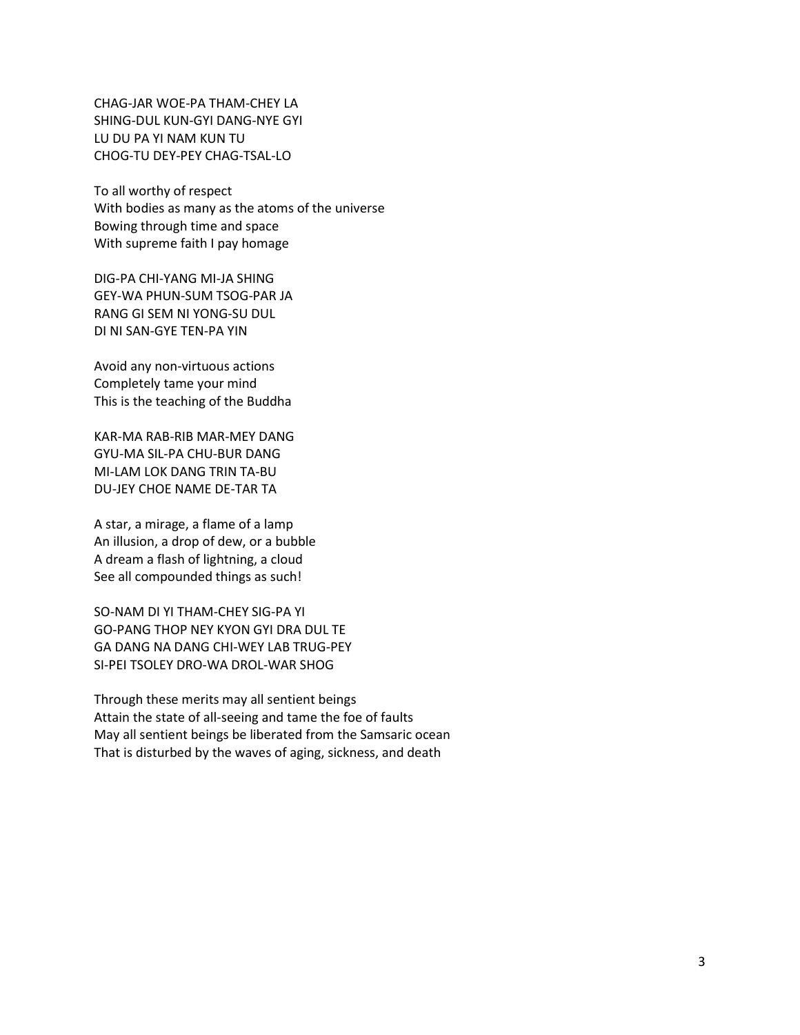CHAG-JAR WOE-PA THAM-CHEY LA
SHING-DUL KUN-GYI DANG-NYE GYI
LU DU PA YI NAM KUN TU
CHOG-TU DEY-PEY CHAG-TSAL-LO

To all worthy of respect
With bodies as many as the atoms of the universe
Bowing through time and space
With supreme faith I pay homage

DIG-PA CHI-YANG MI-JA SHING
GEY-WA PHUN-SUM TSOG-PAR JA
RANG GI SEM NI YONG-SU DUL
DI NI SAN-GYE TEN-PA YIN

Avoid any non-virtuous actions
Completely tame your mind
This is the teaching of the Buddha

KAR-MA RAB-RIB MAR-MEY DANG
GYU-MA SIL-PA CHU-BUR DANG
MI-LAM LOK DANG TRIN TA-BU
DU-JEY CHOE NAME DE-TAR TA

A star, a mirage, a flame of a lamp
An illusion, a drop of dew, or a bubble
A dream a flash of lightning, a cloud
See all compounded things as such!

SO-NAM DI YI THAM-CHEY SIG-PA YI
GO-PANG THOP NEY KYON GYI DRA DUL TE
GA DANG NA DANG CHI-WEY LAB TRUG-PEY
SI-PEI TSOLEY DRO-WA DROL-WAR SHOG

Through these merits may all sentient beings
Attain the state of all-seeing and tame the foe of faults
May all sentient beings be liberated from the Samsaric ocean
That is disturbed by the waves of aging, sickness, and death